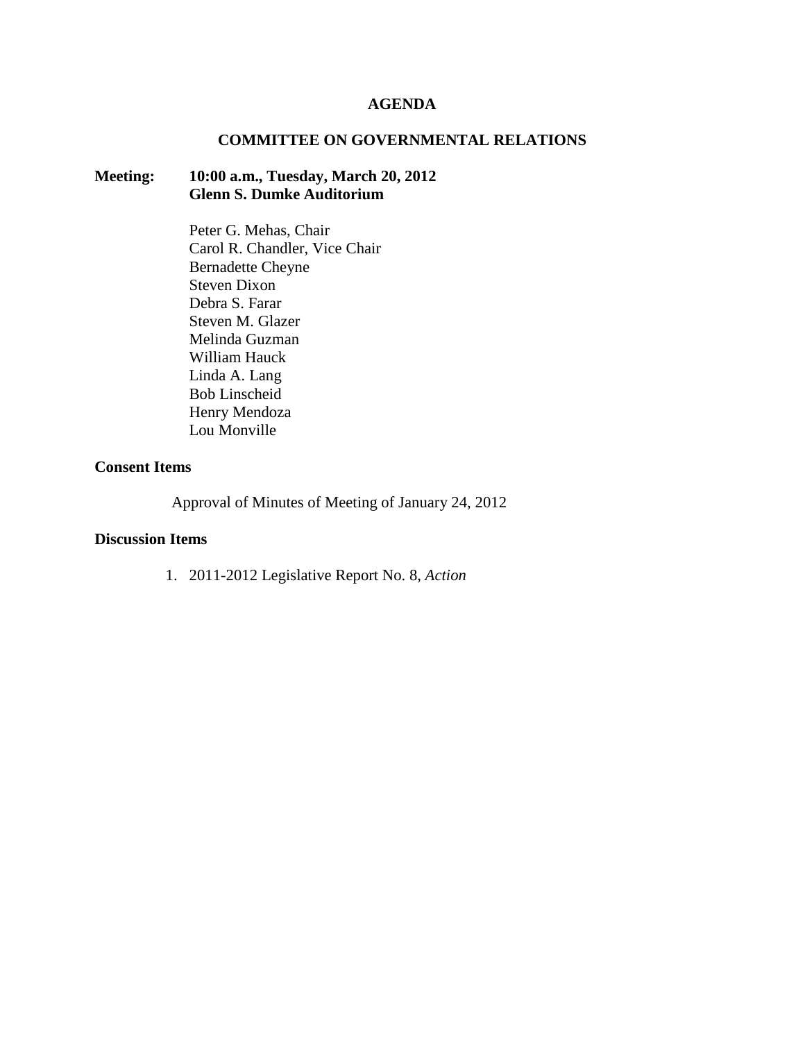# AGENDA

## COMMITTEE ON GOVERNMENTAL RELATIONS

**Meeting:** **10:00 a.m., Tuesday, March 20, 2012**
**Glenn S. Dumke Auditorium**

Peter G. Mehas, Chair
Carol R. Chandler, Vice Chair
Bernadette Cheyne
Steven Dixon
Debra S. Farar
Steven M. Glazer
Melinda Guzman
William Hauck
Linda A. Lang
Bob Linscheid
Henry Mendoza
Lou Monville

**Consent Items**

Approval of Minutes of Meeting of January 24, 2012

**Discussion Items**

1. 2011-2012 Legislative Report No. 8, *Action*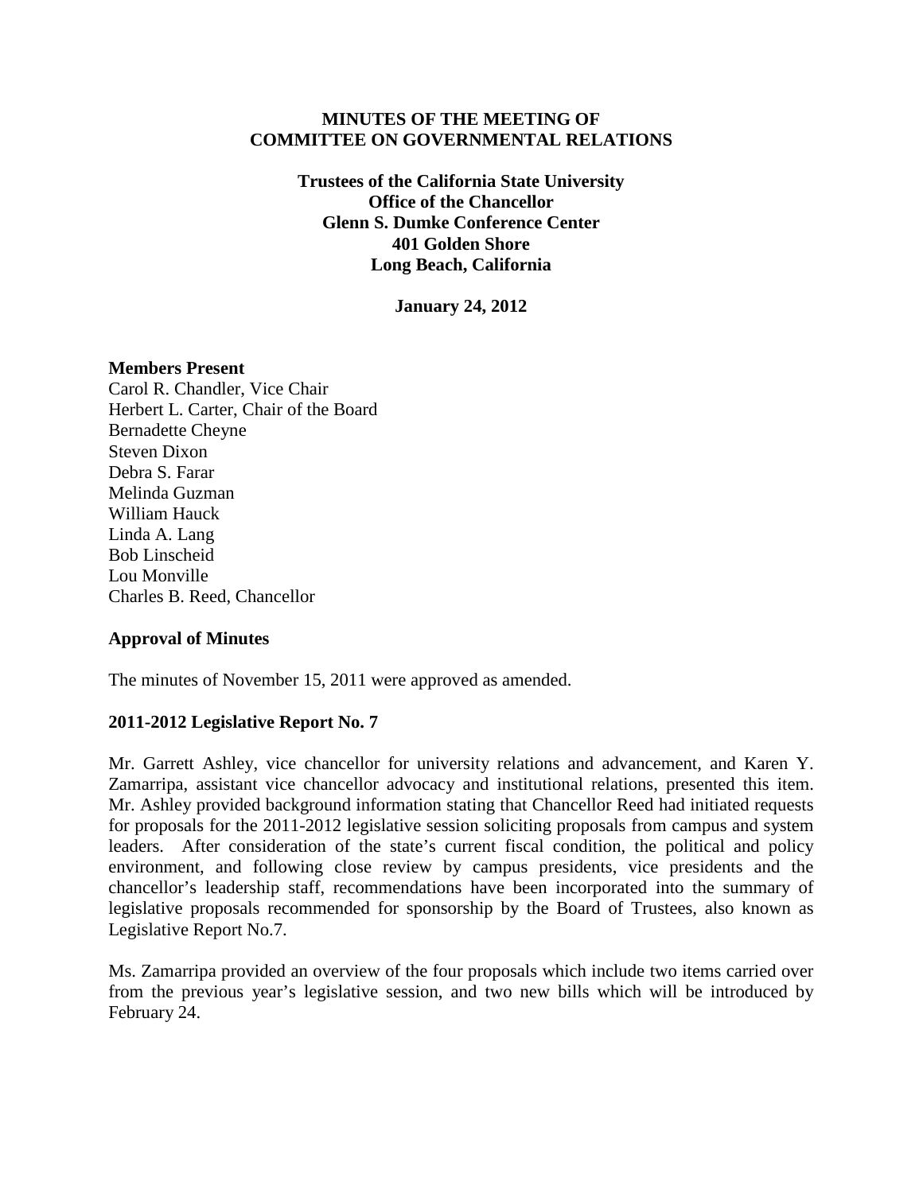**MINUTES OF THE MEETING OF COMMITTEE ON GOVERNMENTAL RELATIONS**

**Trustees of the California State University**
**Office of the Chancellor**
**Glenn S. Dumke Conference Center**
**401 Golden Shore**
**Long Beach, California**

**January 24, 2012**

**Members Present**

Carol R. Chandler, Vice Chair
Herbert L. Carter, Chair of the Board
Bernadette Cheyne
Steven Dixon
Debra S. Farar
Melinda Guzman
William Hauck
Linda A. Lang
Bob Linscheid
Lou Monville
Charles B. Reed, Chancellor

**Approval of Minutes**

The minutes of November 15, 2011 were approved as amended.

**2011-2012 Legislative Report No. 7**

Mr. Garrett Ashley, vice chancellor for university relations and advancement, and Karen Y. Zamarripa, assistant vice chancellor advocacy and institutional relations, presented this item. Mr. Ashley provided background information stating that Chancellor Reed had initiated requests for proposals for the 2011-2012 legislative session soliciting proposals from campus and system leaders. After consideration of the state's current fiscal condition, the political and policy environment, and following close review by campus presidents, vice presidents and the chancellor's leadership staff, recommendations have been incorporated into the summary of legislative proposals recommended for sponsorship by the Board of Trustees, also known as Legislative Report No.7.

Ms. Zamarripa provided an overview of the four proposals which include two items carried over from the previous year's legislative session, and two new bills which will be introduced by February 24.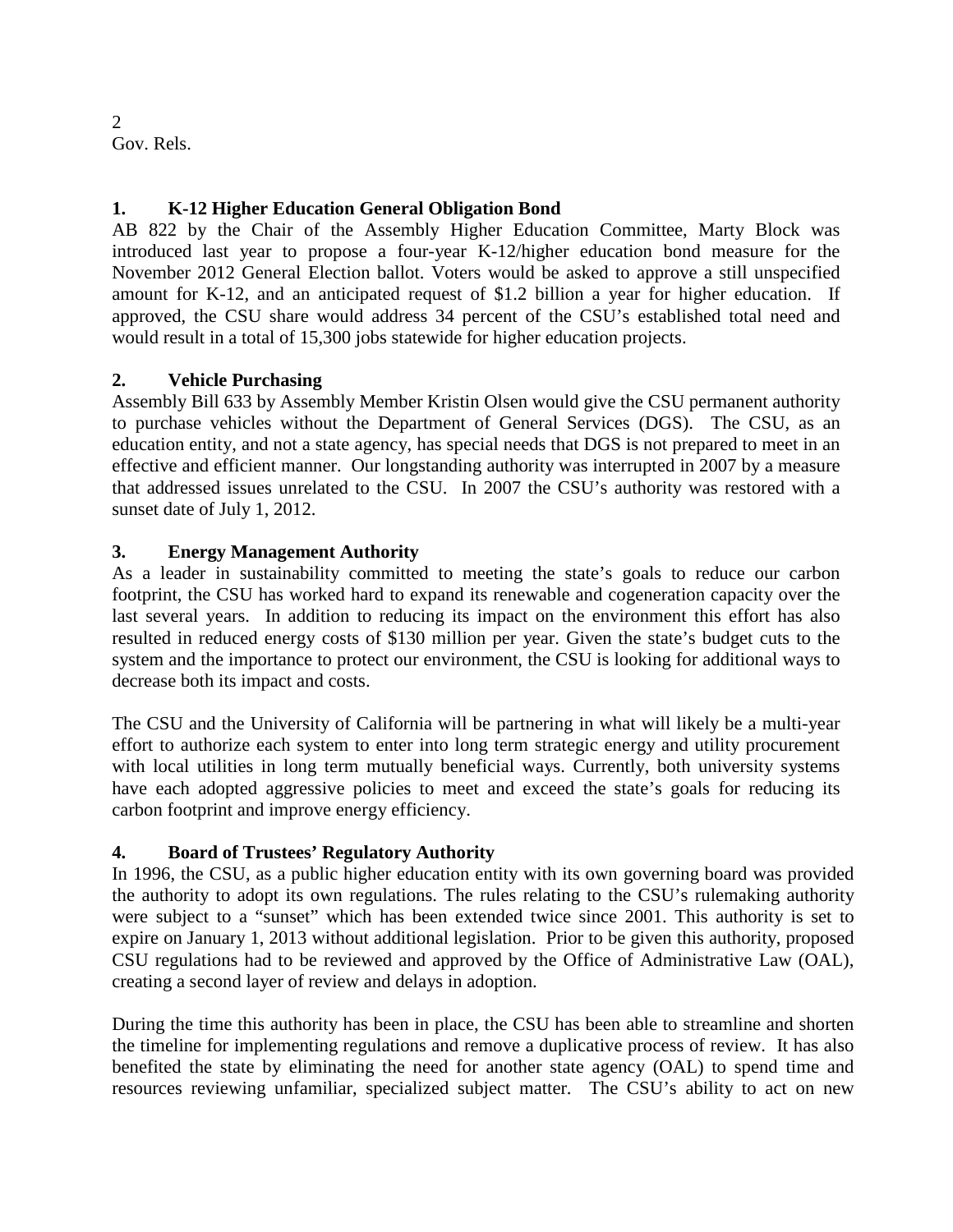## 1. K-12 Higher Education General Obligation Bond

AB 822 by the Chair of the Assembly Higher Education Committee, Marty Block was introduced last year to propose a four-year K-12/higher education bond measure for the November 2012 General Election ballot. Voters would be asked to approve a still unspecified amount for K-12, and an anticipated request of $1.2 billion a year for higher education. If approved, the CSU share would address 34 percent of the CSU's established total need and would result in a total of 15,300 jobs statewide for higher education projects.

## 2. Vehicle Purchasing

Assembly Bill 633 by Assembly Member Kristin Olsen would give the CSU permanent authority to purchase vehicles without the Department of General Services (DGS). The CSU, as an education entity, and not a state agency, has special needs that DGS is not prepared to meet in an effective and efficient manner. Our longstanding authority was interrupted in 2007 by a measure that addressed issues unrelated to the CSU. In 2007 the CSU's authority was restored with a sunset date of July 1, 2012.

## 3. Energy Management Authority

As a leader in sustainability committed to meeting the state's goals to reduce our carbon footprint, the CSU has worked hard to expand its renewable and cogeneration capacity over the last several years. In addition to reducing its impact on the environment this effort has also resulted in reduced energy costs of $130 million per year. Given the state's budget cuts to the system and the importance to protect our environment, the CSU is looking for additional ways to decrease both its impact and costs.

The CSU and the University of California will be partnering in what will likely be a multi-year effort to authorize each system to enter into long term strategic energy and utility procurement with local utilities in long term mutually beneficial ways. Currently, both university systems have each adopted aggressive policies to meet and exceed the state's goals for reducing its carbon footprint and improve energy efficiency.

## 4. Board of Trustees' Regulatory Authority

In 1996, the CSU, as a public higher education entity with its own governing board was provided the authority to adopt its own regulations. The rules relating to the CSU's rulemaking authority were subject to a "sunset" which has been extended twice since 2001. This authority is set to expire on January 1, 2013 without additional legislation. Prior to be given this authority, proposed CSU regulations had to be reviewed and approved by the Office of Administrative Law (OAL), creating a second layer of review and delays in adoption.

During the time this authority has been in place, the CSU has been able to streamline and shorten the timeline for implementing regulations and remove a duplicative process of review. It has also benefited the state by eliminating the need for another state agency (OAL) to spend time and resources reviewing unfamiliar, specialized subject matter. The CSU's ability to act on new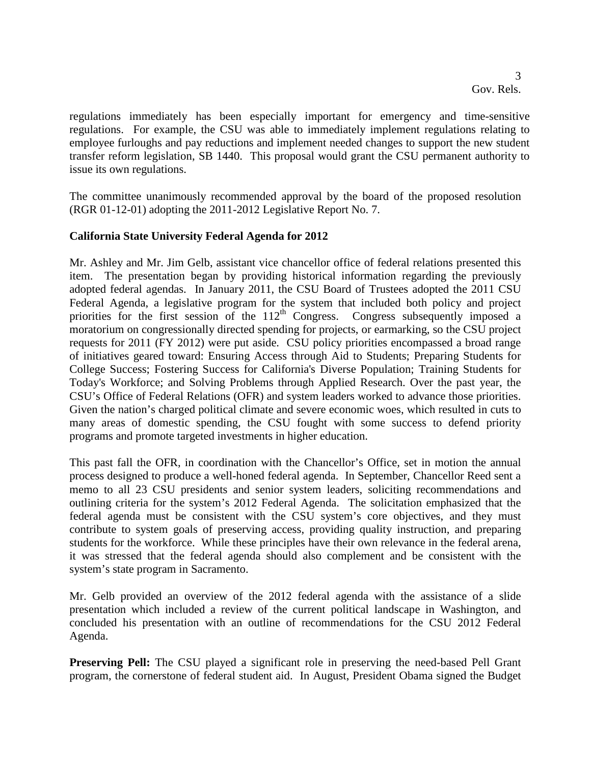regulations immediately has been especially important for emergency and time-sensitive regulations. For example, the CSU was able to immediately implement regulations relating to employee furloughs and pay reductions and implement needed changes to support the new student transfer reform legislation, SB 1440. This proposal would grant the CSU permanent authority to issue its own regulations.

The committee unanimously recommended approval by the board of the proposed resolution (RGR 01-12-01) adopting the 2011-2012 Legislative Report No. 7.

**California State University Federal Agenda for 2012**

Mr. Ashley and Mr. Jim Gelb, assistant vice chancellor office of federal relations presented this item. The presentation began by providing historical information regarding the previously adopted federal agendas. In January 2011, the CSU Board of Trustees adopted the 2011 CSU Federal Agenda, a legislative program for the system that included both policy and project priorities for the first session of the 112th Congress. Congress subsequently imposed a moratorium on congressionally directed spending for projects, or earmarking, so the CSU project requests for 2011 (FY 2012) were put aside. CSU policy priorities encompassed a broad range of initiatives geared toward: Ensuring Access through Aid to Students; Preparing Students for College Success; Fostering Success for California's Diverse Population; Training Students for Today's Workforce; and Solving Problems through Applied Research. Over the past year, the CSU's Office of Federal Relations (OFR) and system leaders worked to advance those priorities. Given the nation's charged political climate and severe economic woes, which resulted in cuts to many areas of domestic spending, the CSU fought with some success to defend priority programs and promote targeted investments in higher education.

This past fall the OFR, in coordination with the Chancellor's Office, set in motion the annual process designed to produce a well-honed federal agenda. In September, Chancellor Reed sent a memo to all 23 CSU presidents and senior system leaders, soliciting recommendations and outlining criteria for the system's 2012 Federal Agenda. The solicitation emphasized that the federal agenda must be consistent with the CSU system's core objectives, and they must contribute to system goals of preserving access, providing quality instruction, and preparing students for the workforce. While these principles have their own relevance in the federal arena, it was stressed that the federal agenda should also complement and be consistent with the system's state program in Sacramento.

Mr. Gelb provided an overview of the 2012 federal agenda with the assistance of a slide presentation which included a review of the current political landscape in Washington, and concluded his presentation with an outline of recommendations for the CSU 2012 Federal Agenda.

**Preserving Pell:** The CSU played a significant role in preserving the need-based Pell Grant program, the cornerstone of federal student aid. In August, President Obama signed the Budget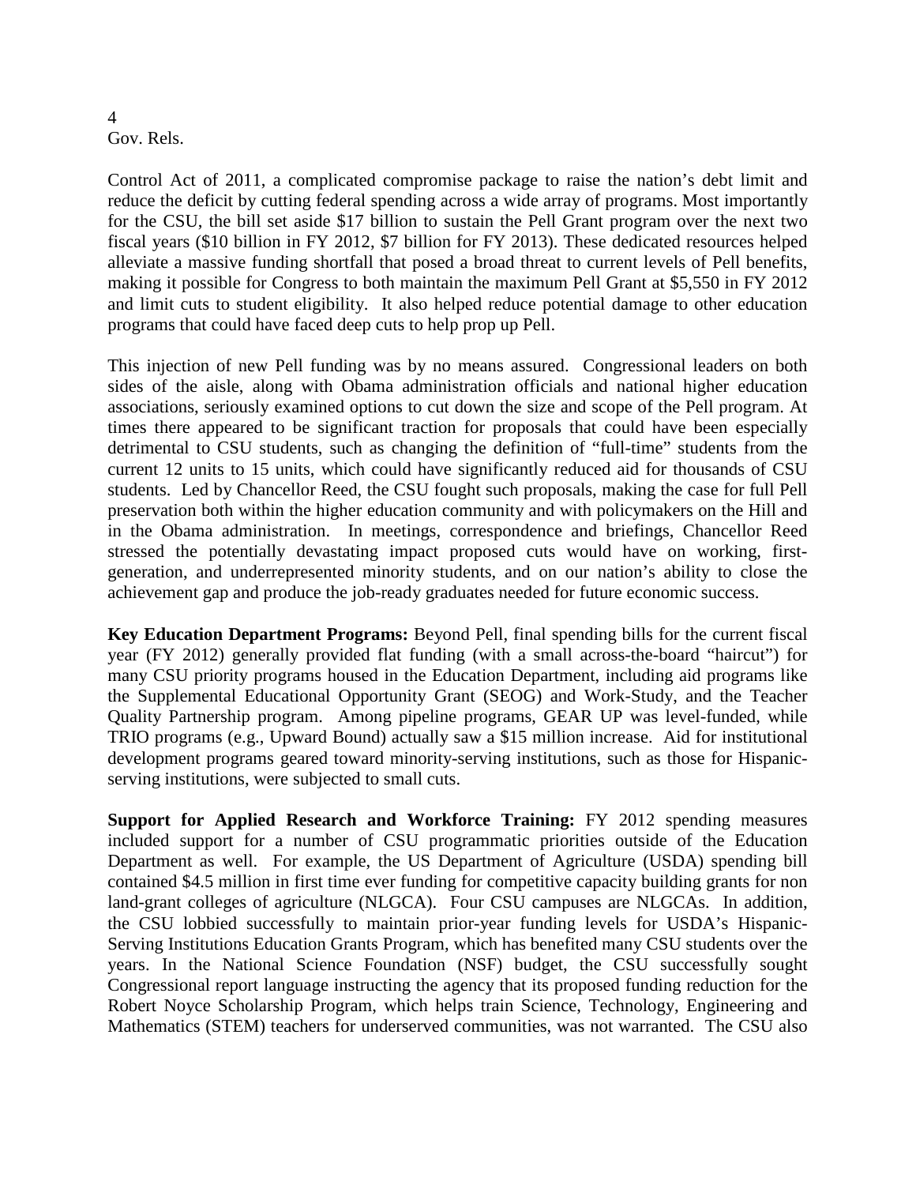Control Act of 2011, a complicated compromise package to raise the nation's debt limit and reduce the deficit by cutting federal spending across a wide array of programs. Most importantly for the CSU, the bill set aside $17 billion to sustain the Pell Grant program over the next two fiscal years ($10 billion in FY 2012, $7 billion for FY 2013). These dedicated resources helped alleviate a massive funding shortfall that posed a broad threat to current levels of Pell benefits, making it possible for Congress to both maintain the maximum Pell Grant at $5,550 in FY 2012 and limit cuts to student eligibility. It also helped reduce potential damage to other education programs that could have faced deep cuts to help prop up Pell.

This injection of new Pell funding was by no means assured. Congressional leaders on both sides of the aisle, along with Obama administration officials and national higher education associations, seriously examined options to cut down the size and scope of the Pell program. At times there appeared to be significant traction for proposals that could have been especially detrimental to CSU students, such as changing the definition of "full-time" students from the current 12 units to 15 units, which could have significantly reduced aid for thousands of CSU students. Led by Chancellor Reed, the CSU fought such proposals, making the case for full Pell preservation both within the higher education community and with policymakers on the Hill and in the Obama administration. In meetings, correspondence and briefings, Chancellor Reed stressed the potentially devastating impact proposed cuts would have on working, first-generation, and underrepresented minority students, and on our nation's ability to close the achievement gap and produce the job-ready graduates needed for future economic success.

**Key Education Department Programs:** Beyond Pell, final spending bills for the current fiscal year (FY 2012) generally provided flat funding (with a small across-the-board "haircut") for many CSU priority programs housed in the Education Department, including aid programs like the Supplemental Educational Opportunity Grant (SEOG) and Work-Study, and the Teacher Quality Partnership program. Among pipeline programs, GEAR UP was level-funded, while TRIO programs (e.g., Upward Bound) actually saw a $15 million increase. Aid for institutional development programs geared toward minority-serving institutions, such as those for Hispanic-serving institutions, were subjected to small cuts.

**Support for Applied Research and Workforce Training:** FY 2012 spending measures included support for a number of CSU programmatic priorities outside of the Education Department as well. For example, the US Department of Agriculture (USDA) spending bill contained $4.5 million in first time ever funding for competitive capacity building grants for non land-grant colleges of agriculture (NLGCA). Four CSU campuses are NLGCAs. In addition, the CSU lobbied successfully to maintain prior-year funding levels for USDA's Hispanic-Serving Institutions Education Grants Program, which has benefited many CSU students over the years. In the National Science Foundation (NSF) budget, the CSU successfully sought Congressional report language instructing the agency that its proposed funding reduction for the Robert Noyce Scholarship Program, which helps train Science, Technology, Engineering and Mathematics (STEM) teachers for underserved communities, was not warranted. The CSU also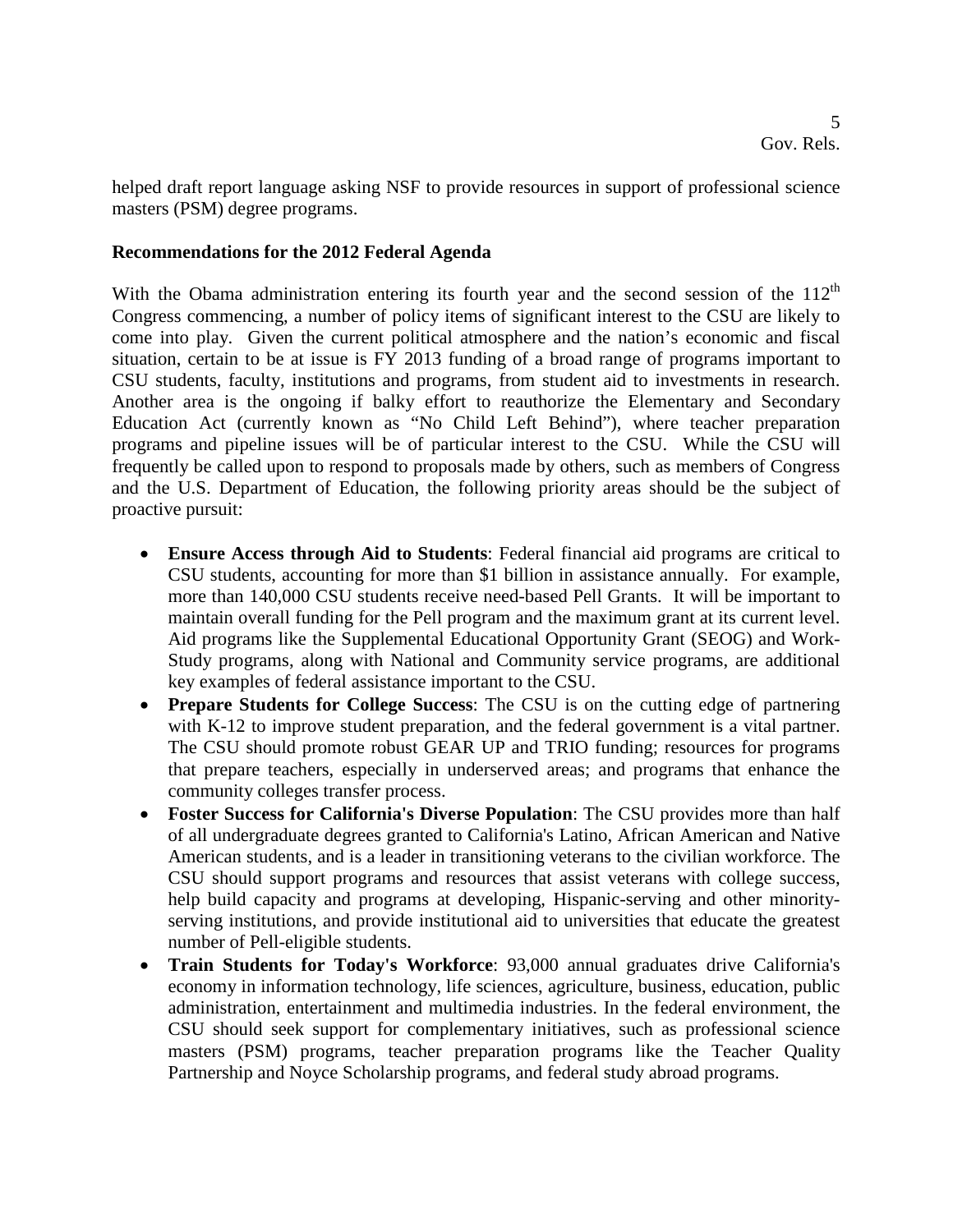helped draft report language asking NSF to provide resources in support of professional science masters (PSM) degree programs.

**Recommendations for the 2012 Federal Agenda**

With the Obama administration entering its fourth year and the second session of the 112th Congress commencing, a number of policy items of significant interest to the CSU are likely to come into play. Given the current political atmosphere and the nation's economic and fiscal situation, certain to be at issue is FY 2013 funding of a broad range of programs important to CSU students, faculty, institutions and programs, from student aid to investments in research. Another area is the ongoing if balky effort to reauthorize the Elementary and Secondary Education Act (currently known as "No Child Left Behind"), where teacher preparation programs and pipeline issues will be of particular interest to the CSU. While the CSU will frequently be called upon to respond to proposals made by others, such as members of Congress and the U.S. Department of Education, the following priority areas should be the subject of proactive pursuit:

- **Ensure Access through Aid to Students**: Federal financial aid programs are critical to CSU students, accounting for more than $1 billion in assistance annually. For example, more than 140,000 CSU students receive need-based Pell Grants. It will be important to maintain overall funding for the Pell program and the maximum grant at its current level. Aid programs like the Supplemental Educational Opportunity Grant (SEOG) and Work-Study programs, along with National and Community service programs, are additional key examples of federal assistance important to the CSU.
- **Prepare Students for College Success**: The CSU is on the cutting edge of partnering with K-12 to improve student preparation, and the federal government is a vital partner. The CSU should promote robust GEAR UP and TRIO funding; resources for programs that prepare teachers, especially in underserved areas; and programs that enhance the community colleges transfer process.
- **Foster Success for California's Diverse Population**: The CSU provides more than half of all undergraduate degrees granted to California's Latino, African American and Native American students, and is a leader in transitioning veterans to the civilian workforce. The CSU should support programs and resources that assist veterans with college success, help build capacity and programs at developing, Hispanic-serving and other minority-serving institutions, and provide institutional aid to universities that educate the greatest number of Pell-eligible students.
- **Train Students for Today's Workforce**: 93,000 annual graduates drive California's economy in information technology, life sciences, agriculture, business, education, public administration, entertainment and multimedia industries. In the federal environment, the CSU should seek support for complementary initiatives, such as professional science masters (PSM) programs, teacher preparation programs like the Teacher Quality Partnership and Noyce Scholarship programs, and federal study abroad programs.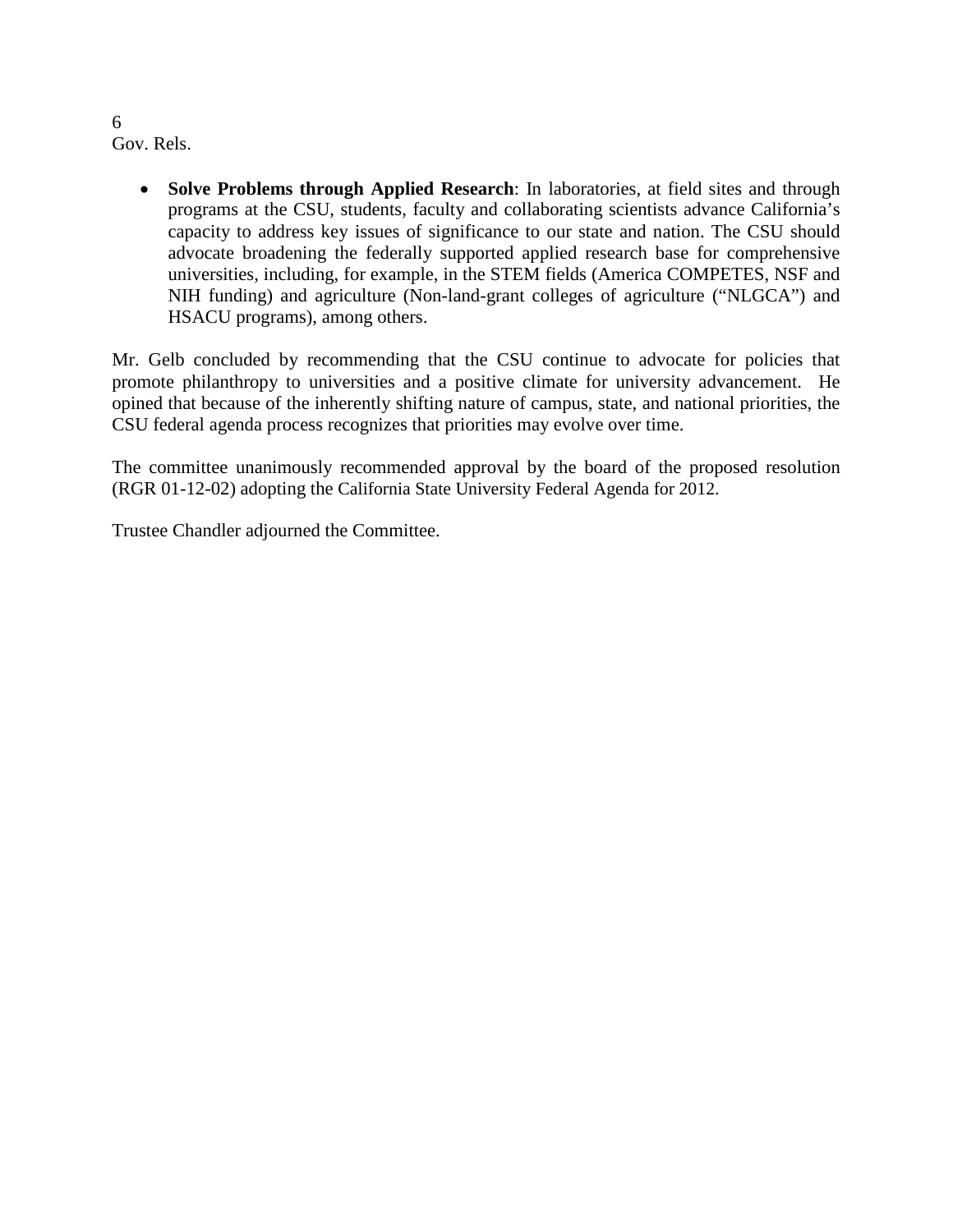- **Solve Problems through Applied Research**: In laboratories, at field sites and through programs at the CSU, students, faculty and collaborating scientists advance California's capacity to address key issues of significance to our state and nation. The CSU should advocate broadening the federally supported applied research base for comprehensive universities, including, for example, in the STEM fields (America COMPETES, NSF and NIH funding) and agriculture (Non-land-grant colleges of agriculture ("NLGCA") and HSACU programs), among others.

Mr. Gelb concluded by recommending that the CSU continue to advocate for policies that promote philanthropy to universities and a positive climate for university advancement. He opined that because of the inherently shifting nature of campus, state, and national priorities, the CSU federal agenda process recognizes that priorities may evolve over time.

The committee unanimously recommended approval by the board of the proposed resolution (RGR 01-12-02) adopting the California State University Federal Agenda for 2012.

Trustee Chandler adjourned the Committee.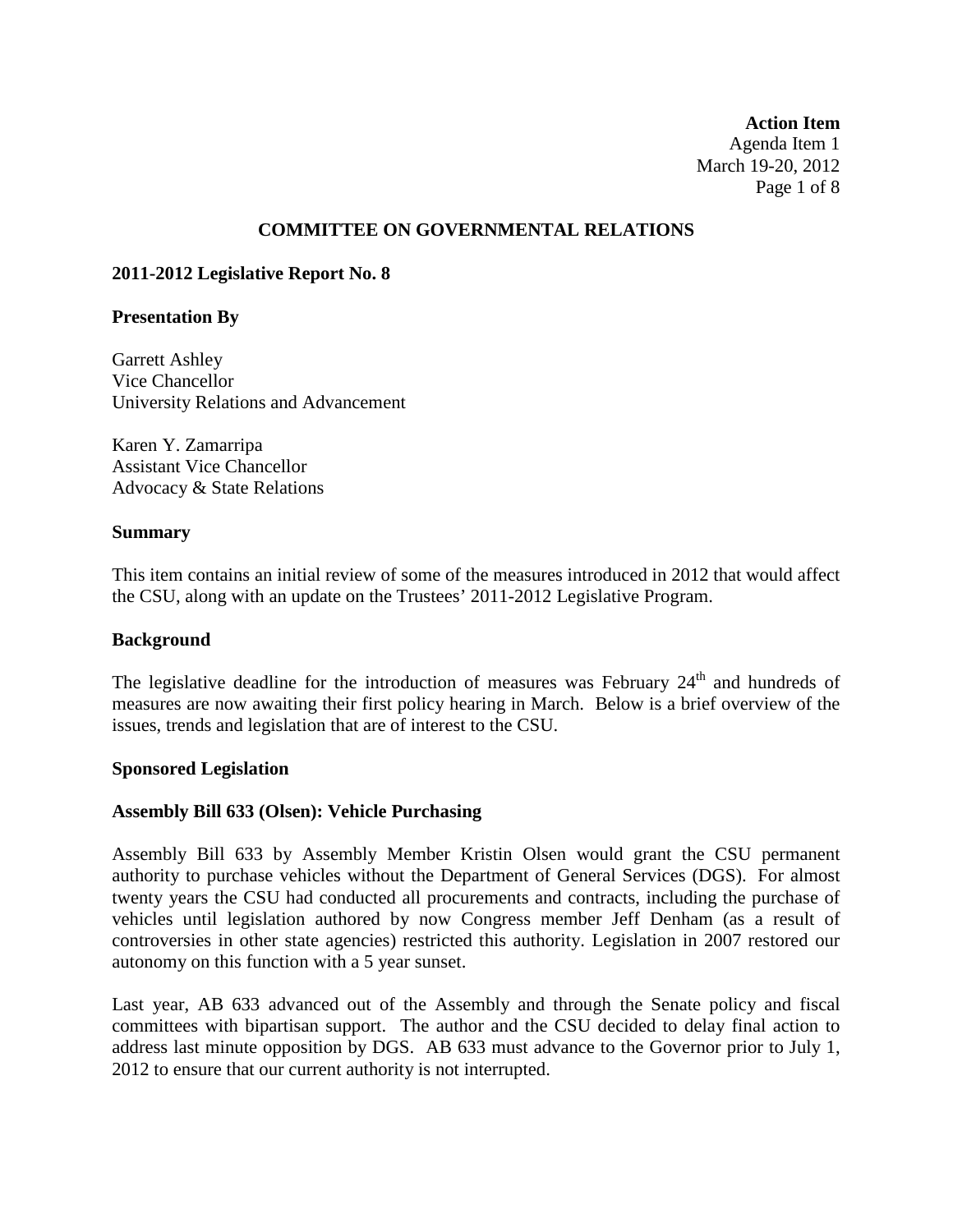**Action Item**
Agenda Item 1
March 19-20, 2012

## COMMITTEE ON GOVERNMENTAL RELATIONS

**2011-2012 Legislative Report No. 8**

**Presentation By**

Garrett Ashley
Vice Chancellor
University Relations and Advancement

Karen Y. Zamarripa
Assistant Vice Chancellor
Advocacy & State Relations

**Summary**

This item contains an initial review of some of the measures introduced in 2012 that would affect the CSU, along with an update on the Trustees' 2011-2012 Legislative Program.

**Background**

The legislative deadline for the introduction of measures was February 24th and hundreds of measures are now awaiting their first policy hearing in March. Below is a brief overview of the issues, trends and legislation that are of interest to the CSU.

**Sponsored Legislation**

**Assembly Bill 633 (Olsen): Vehicle Purchasing**

Assembly Bill 633 by Assembly Member Kristin Olsen would grant the CSU permanent authority to purchase vehicles without the Department of General Services (DGS). For almost twenty years the CSU had conducted all procurements and contracts, including the purchase of vehicles until legislation authored by now Congress member Jeff Denham (as a result of controversies in other state agencies) restricted this authority. Legislation in 2007 restored our autonomy on this function with a 5 year sunset.

Last year, AB 633 advanced out of the Assembly and through the Senate policy and fiscal committees with bipartisan support. The author and the CSU decided to delay final action to address last minute opposition by DGS. AB 633 must advance to the Governor prior to July 1, 2012 to ensure that our current authority is not interrupted.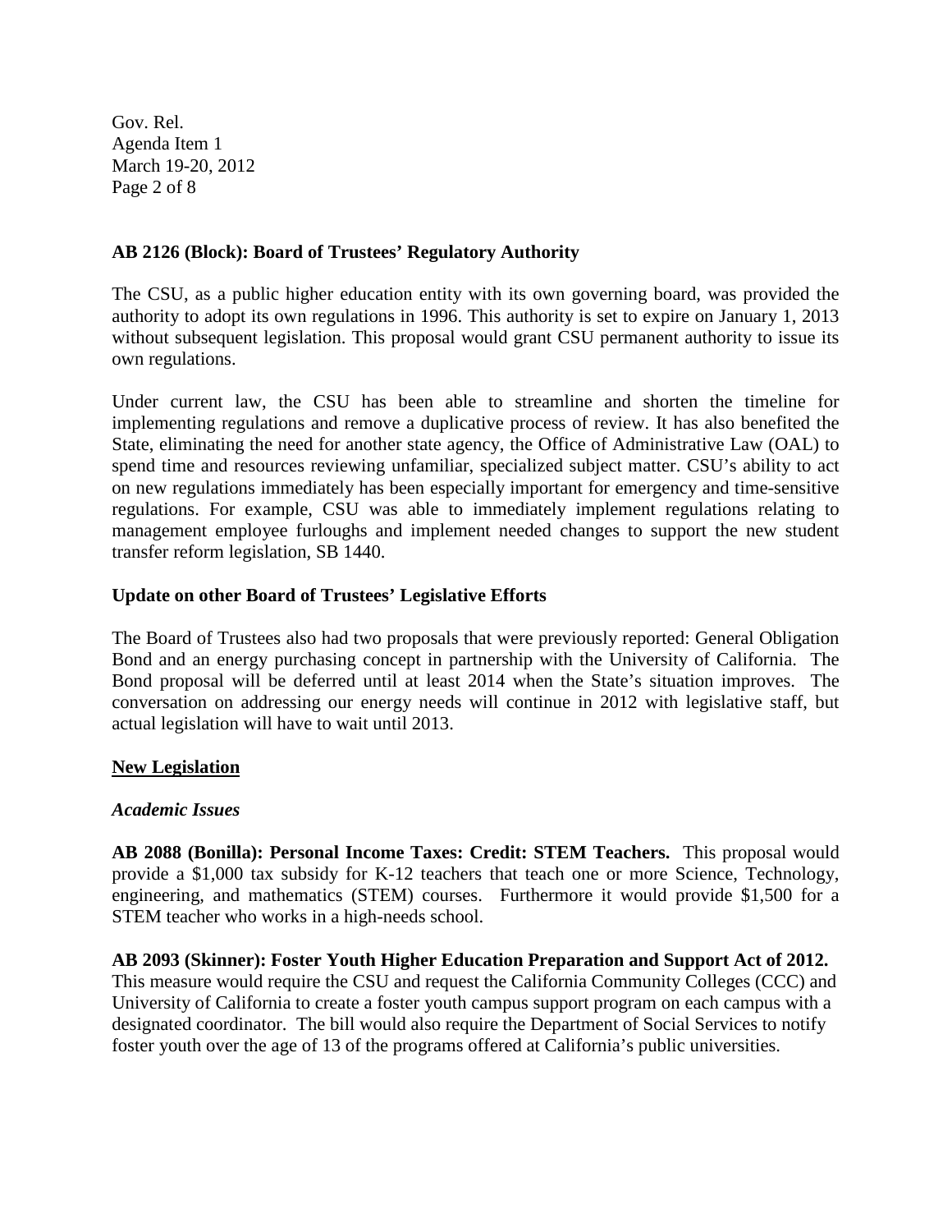**AB 2126 (Block): Board of Trustees' Regulatory Authority**

The CSU, as a public higher education entity with its own governing board, was provided the authority to adopt its own regulations in 1996. This authority is set to expire on January 1, 2013 without subsequent legislation. This proposal would grant CSU permanent authority to issue its own regulations.

Under current law, the CSU has been able to streamline and shorten the timeline for implementing regulations and remove a duplicative process of review. It has also benefited the State, eliminating the need for another state agency, the Office of Administrative Law (OAL) to spend time and resources reviewing unfamiliar, specialized subject matter. CSU's ability to act on new regulations immediately has been especially important for emergency and time-sensitive regulations. For example, CSU was able to immediately implement regulations relating to management employee furloughs and implement needed changes to support the new student transfer reform legislation, SB 1440.

**Update on other Board of Trustees' Legislative Efforts**

The Board of Trustees also had two proposals that were previously reported: General Obligation Bond and an energy purchasing concept in partnership with the University of California. The Bond proposal will be deferred until at least 2014 when the State's situation improves. The conversation on addressing our energy needs will continue in 2012 with legislative staff, but actual legislation will have to wait until 2013.

## New Legislation

### *Academic Issues*

**AB 2088 (Bonilla): Personal Income Taxes: Credit: STEM Teachers.** This proposal would provide a $1,000 tax subsidy for K-12 teachers that teach one or more Science, Technology, engineering, and mathematics (STEM) courses. Furthermore it would provide $1,500 for a STEM teacher who works in a high-needs school.

**AB 2093 (Skinner): Foster Youth Higher Education Preparation and Support Act of 2012.** This measure would require the CSU and request the California Community Colleges (CCC) and University of California to create a foster youth campus support program on each campus with a designated coordinator. The bill would also require the Department of Social Services to notify foster youth over the age of 13 of the programs offered at California's public universities.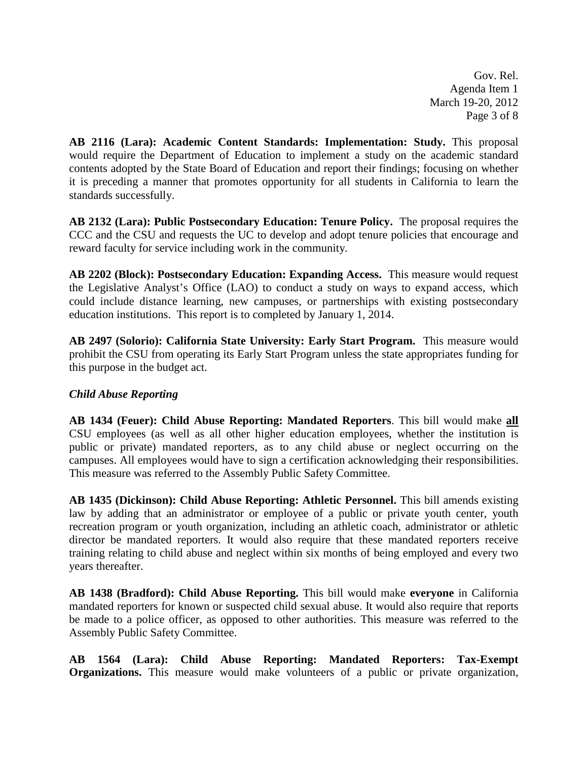**AB 2116 (Lara): Academic Content Standards: Implementation: Study.** This proposal would require the Department of Education to implement a study on the academic standard contents adopted by the State Board of Education and report their findings; focusing on whether it is preceding a manner that promotes opportunity for all students in California to learn the standards successfully.

**AB 2132 (Lara): Public Postsecondary Education: Tenure Policy.** The proposal requires the CCC and the CSU and requests the UC to develop and adopt tenure policies that encourage and reward faculty for service including work in the community.

**AB 2202 (Block): Postsecondary Education: Expanding Access.** This measure would request the Legislative Analyst's Office (LAO) to conduct a study on ways to expand access, which could include distance learning, new campuses, or partnerships with existing postsecondary education institutions. This report is to completed by January 1, 2014.

**AB 2497 (Solorio): California State University: Early Start Program.** This measure would prohibit the CSU from operating its Early Start Program unless the state appropriates funding for this purpose in the budget act.

### *Child Abuse Reporting*

**AB 1434 (Feuer): Child Abuse Reporting: Mandated Reporters**. This bill would make **all** CSU employees (as well as all other higher education employees, whether the institution is public or private) mandated reporters, as to any child abuse or neglect occurring on the campuses. All employees would have to sign a certification acknowledging their responsibilities. This measure was referred to the Assembly Public Safety Committee.

**AB 1435 (Dickinson): Child Abuse Reporting: Athletic Personnel.** This bill amends existing law by adding that an administrator or employee of a public or private youth center, youth recreation program or youth organization, including an athletic coach, administrator or athletic director be mandated reporters. It would also require that these mandated reporters receive training relating to child abuse and neglect within six months of being employed and every two years thereafter.

**AB 1438 (Bradford): Child Abuse Reporting.** This bill would make **everyone** in California mandated reporters for known or suspected child sexual abuse. It would also require that reports be made to a police officer, as opposed to other authorities. This measure was referred to the Assembly Public Safety Committee.

**AB 1564 (Lara): Child Abuse Reporting: Mandated Reporters: Tax-Exempt Organizations.** This measure would make volunteers of a public or private organization,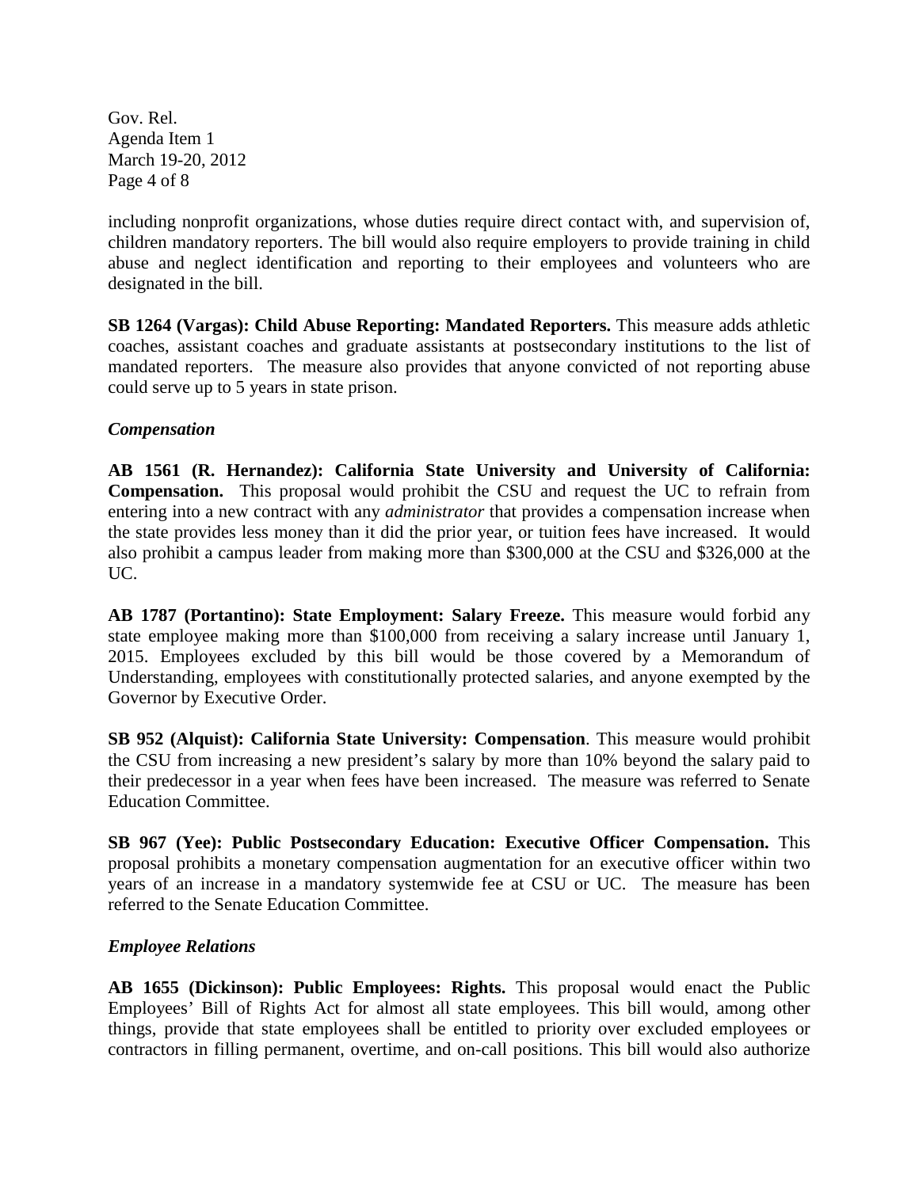including nonprofit organizations, whose duties require direct contact with, and supervision of, children mandatory reporters. The bill would also require employers to provide training in child abuse and neglect identification and reporting to their employees and volunteers who are designated in the bill.

**SB 1264 (Vargas): Child Abuse Reporting: Mandated Reporters.** This measure adds athletic coaches, assistant coaches and graduate assistants at postsecondary institutions to the list of mandated reporters. The measure also provides that anyone convicted of not reporting abuse could serve up to 5 years in state prison.

### *Compensation*

**AB 1561 (R. Hernandez): California State University and University of California: Compensation.** This proposal would prohibit the CSU and request the UC to refrain from entering into a new contract with any *administrator* that provides a compensation increase when the state provides less money than it did the prior year, or tuition fees have increased. It would also prohibit a campus leader from making more than $300,000 at the CSU and $326,000 at the UC.

**AB 1787 (Portantino): State Employment: Salary Freeze.** This measure would forbid any state employee making more than $100,000 from receiving a salary increase until January 1, 2015. Employees excluded by this bill would be those covered by a Memorandum of Understanding, employees with constitutionally protected salaries, and anyone exempted by the Governor by Executive Order.

**SB 952 (Alquist): California State University: Compensation**. This measure would prohibit the CSU from increasing a new president's salary by more than 10% beyond the salary paid to their predecessor in a year when fees have been increased. The measure was referred to Senate Education Committee.

**SB 967 (Yee): Public Postsecondary Education: Executive Officer Compensation.** This proposal prohibits a monetary compensation augmentation for an executive officer within two years of an increase in a mandatory systemwide fee at CSU or UC. The measure has been referred to the Senate Education Committee.

### *Employee Relations*

**AB 1655 (Dickinson): Public Employees: Rights.** This proposal would enact the Public Employees' Bill of Rights Act for almost all state employees. This bill would, among other things, provide that state employees shall be entitled to priority over excluded employees or contractors in filling permanent, overtime, and on-call positions. This bill would also authorize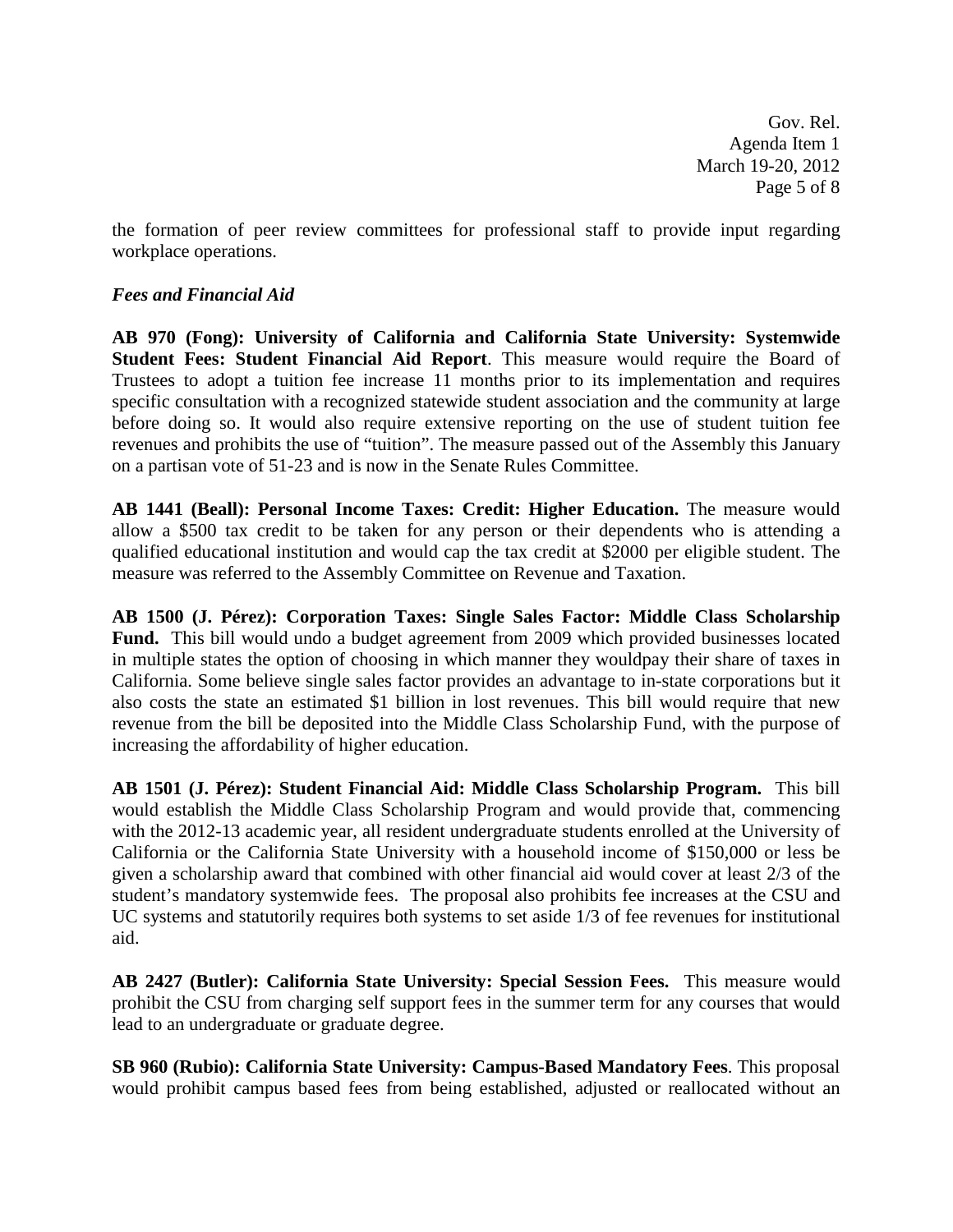the formation of peer review committees for professional staff to provide input regarding workplace operations.

***Fees and Financial Aid***

**AB 970 (Fong): University of California and California State University: Systemwide Student Fees: Student Financial Aid Report**. This measure would require the Board of Trustees to adopt a tuition fee increase 11 months prior to its implementation and requires specific consultation with a recognized statewide student association and the community at large before doing so. It would also require extensive reporting on the use of student tuition fee revenues and prohibits the use of "tuition". The measure passed out of the Assembly this January on a partisan vote of 51-23 and is now in the Senate Rules Committee.

**AB 1441 (Beall): Personal Income Taxes: Credit: Higher Education.** The measure would allow a \$500 tax credit to be taken for any person or their dependents who is attending a qualified educational institution and would cap the tax credit at \$2000 per eligible student. The measure was referred to the Assembly Committee on Revenue and Taxation.

**AB 1500 (J. Pérez): Corporation Taxes: Single Sales Factor: Middle Class Scholarship Fund.** This bill would undo a budget agreement from 2009 which provided businesses located in multiple states the option of choosing in which manner they wouldpay their share of taxes in California. Some believe single sales factor provides an advantage to in-state corporations but it also costs the state an estimated \$1 billion in lost revenues. This bill would require that new revenue from the bill be deposited into the Middle Class Scholarship Fund, with the purpose of increasing the affordability of higher education.

**AB 1501 (J. Pérez): Student Financial Aid: Middle Class Scholarship Program.** This bill would establish the Middle Class Scholarship Program and would provide that, commencing with the 2012-13 academic year, all resident undergraduate students enrolled at the University of California or the California State University with a household income of \$150,000 or less be given a scholarship award that combined with other financial aid would cover at least 2/3 of the student's mandatory systemwide fees. The proposal also prohibits fee increases at the CSU and UC systems and statutorily requires both systems to set aside 1/3 of fee revenues for institutional aid.

**AB 2427 (Butler): California State University: Special Session Fees.** This measure would prohibit the CSU from charging self support fees in the summer term for any courses that would lead to an undergraduate or graduate degree.

**SB 960 (Rubio): California State University: Campus-Based Mandatory Fees**. This proposal would prohibit campus based fees from being established, adjusted or reallocated without an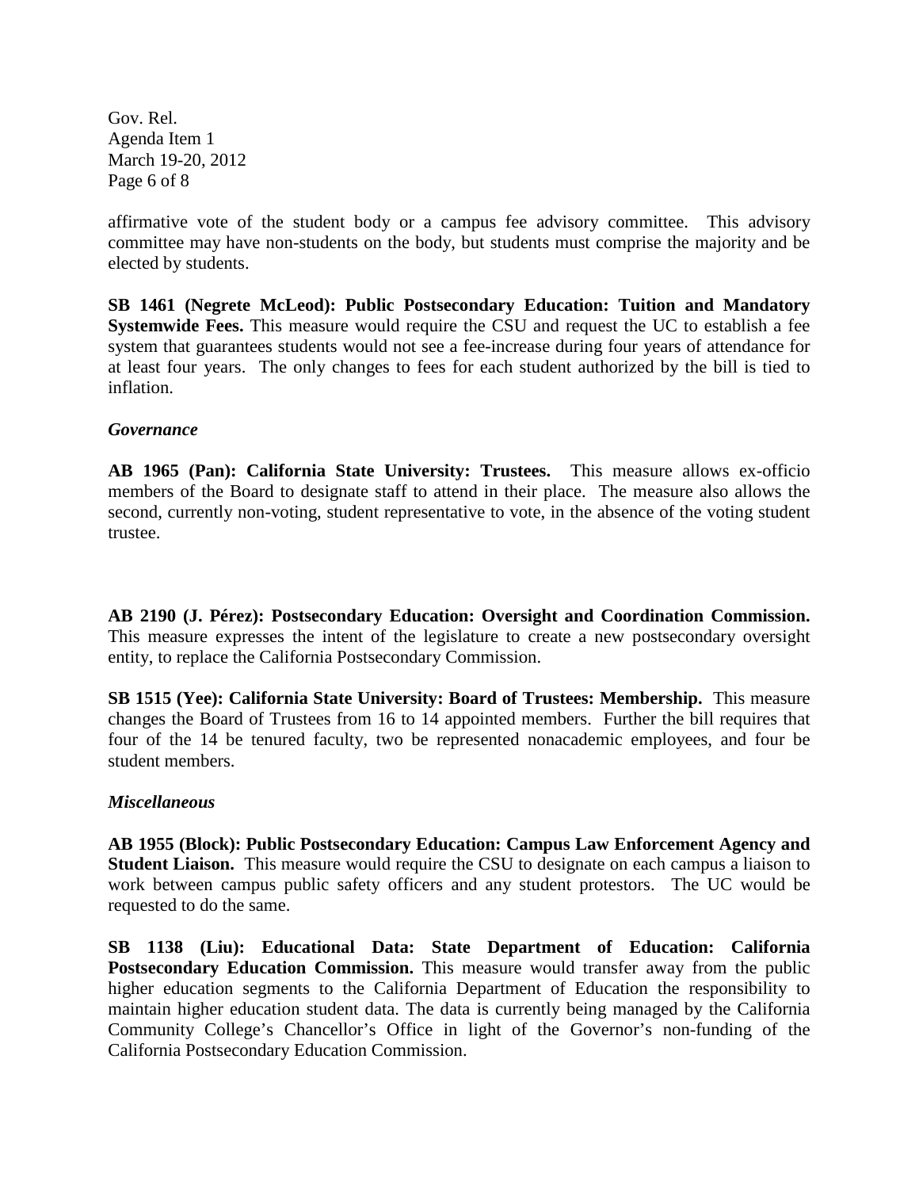affirmative vote of the student body or a campus fee advisory committee. This advisory committee may have non-students on the body, but students must comprise the majority and be elected by students.

**SB 1461 (Negrete McLeod): Public Postsecondary Education: Tuition and Mandatory Systemwide Fees.** This measure would require the CSU and request the UC to establish a fee system that guarantees students would not see a fee-increase during four years of attendance for at least four years. The only changes to fees for each student authorized by the bill is tied to inflation.

***Governance***

**AB 1965 (Pan): California State University: Trustees.** This measure allows ex-officio members of the Board to designate staff to attend in their place. The measure also allows the second, currently non-voting, student representative to vote, in the absence of the voting student trustee.

**AB 2190 (J. Pérez): Postsecondary Education: Oversight and Coordination Commission.** This measure expresses the intent of the legislature to create a new postsecondary oversight entity, to replace the California Postsecondary Commission.

**SB 1515 (Yee): California State University: Board of Trustees: Membership.** This measure changes the Board of Trustees from 16 to 14 appointed members. Further the bill requires that four of the 14 be tenured faculty, two be represented nonacademic employees, and four be student members.

***Miscellaneous***

**AB 1955 (Block): Public Postsecondary Education: Campus Law Enforcement Agency and Student Liaison.** This measure would require the CSU to designate on each campus a liaison to work between campus public safety officers and any student protestors. The UC would be requested to do the same.

**SB 1138 (Liu): Educational Data: State Department of Education: California Postsecondary Education Commission.** This measure would transfer away from the public higher education segments to the California Department of Education the responsibility to maintain higher education student data. The data is currently being managed by the California Community College's Chancellor's Office in light of the Governor's non-funding of the California Postsecondary Education Commission.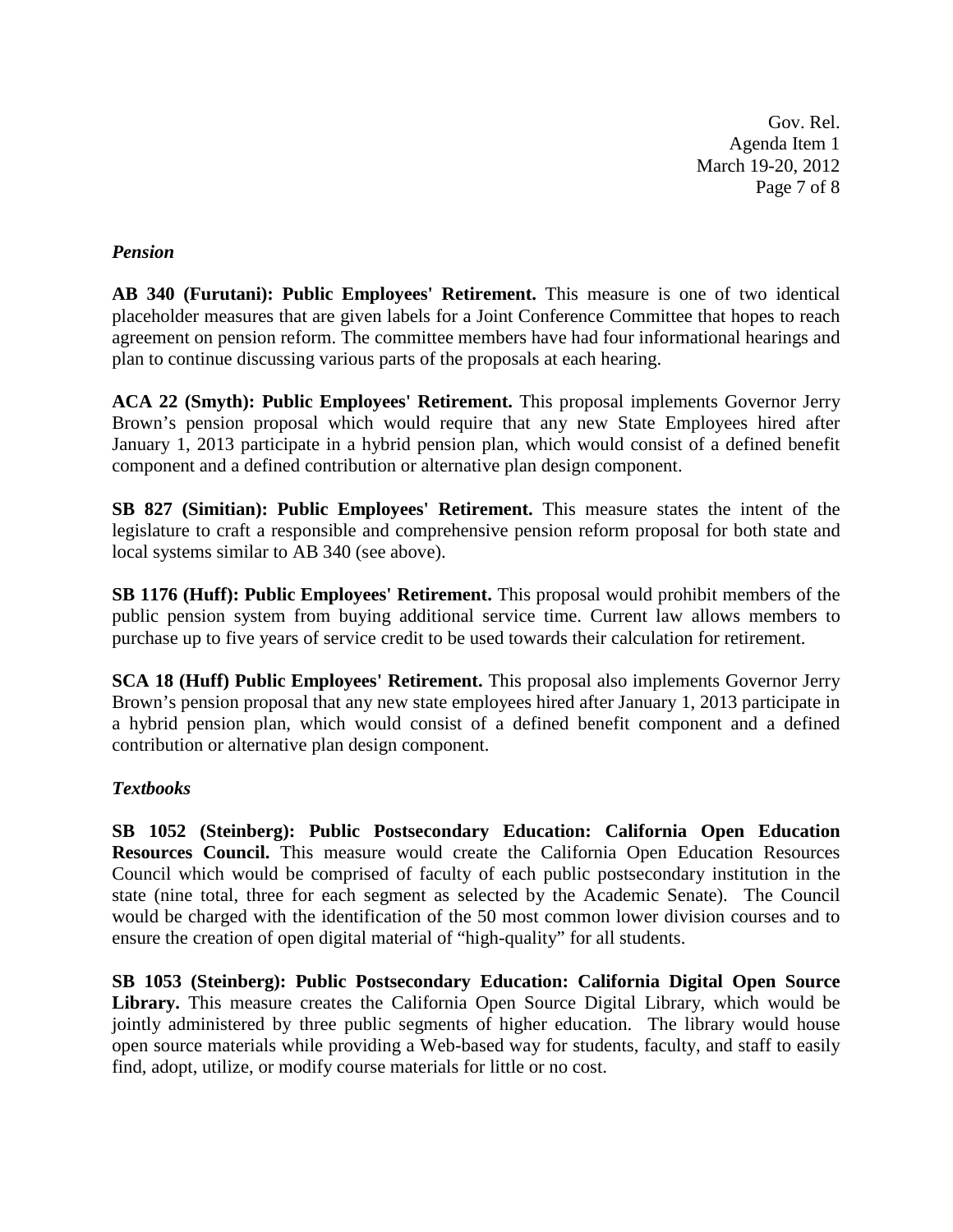### *Pension*

**AB 340 (Furutani): Public Employees' Retirement.** This measure is one of two identical placeholder measures that are given labels for a Joint Conference Committee that hopes to reach agreement on pension reform. The committee members have had four informational hearings and plan to continue discussing various parts of the proposals at each hearing.

**ACA 22 (Smyth): Public Employees' Retirement.** This proposal implements Governor Jerry Brown's pension proposal which would require that any new State Employees hired after January 1, 2013 participate in a hybrid pension plan, which would consist of a defined benefit component and a defined contribution or alternative plan design component.

**SB 827 (Simitian): Public Employees' Retirement.** This measure states the intent of the legislature to craft a responsible and comprehensive pension reform proposal for both state and local systems similar to AB 340 (see above).

**SB 1176 (Huff): Public Employees' Retirement.** This proposal would prohibit members of the public pension system from buying additional service time. Current law allows members to purchase up to five years of service credit to be used towards their calculation for retirement.

**SCA 18 (Huff) Public Employees' Retirement.** This proposal also implements Governor Jerry Brown's pension proposal that any new state employees hired after January 1, 2013 participate in a hybrid pension plan, which would consist of a defined benefit component and a defined contribution or alternative plan design component.

### *Textbooks*

**SB 1052 (Steinberg): Public Postsecondary Education: California Open Education Resources Council.** This measure would create the California Open Education Resources Council which would be comprised of faculty of each public postsecondary institution in the state (nine total, three for each segment as selected by the Academic Senate). The Council would be charged with the identification of the 50 most common lower division courses and to ensure the creation of open digital material of "high-quality" for all students.

**SB 1053 (Steinberg): Public Postsecondary Education: California Digital Open Source Library.** This measure creates the California Open Source Digital Library, which would be jointly administered by three public segments of higher education. The library would house open source materials while providing a Web-based way for students, faculty, and staff to easily find, adopt, utilize, or modify course materials for little or no cost.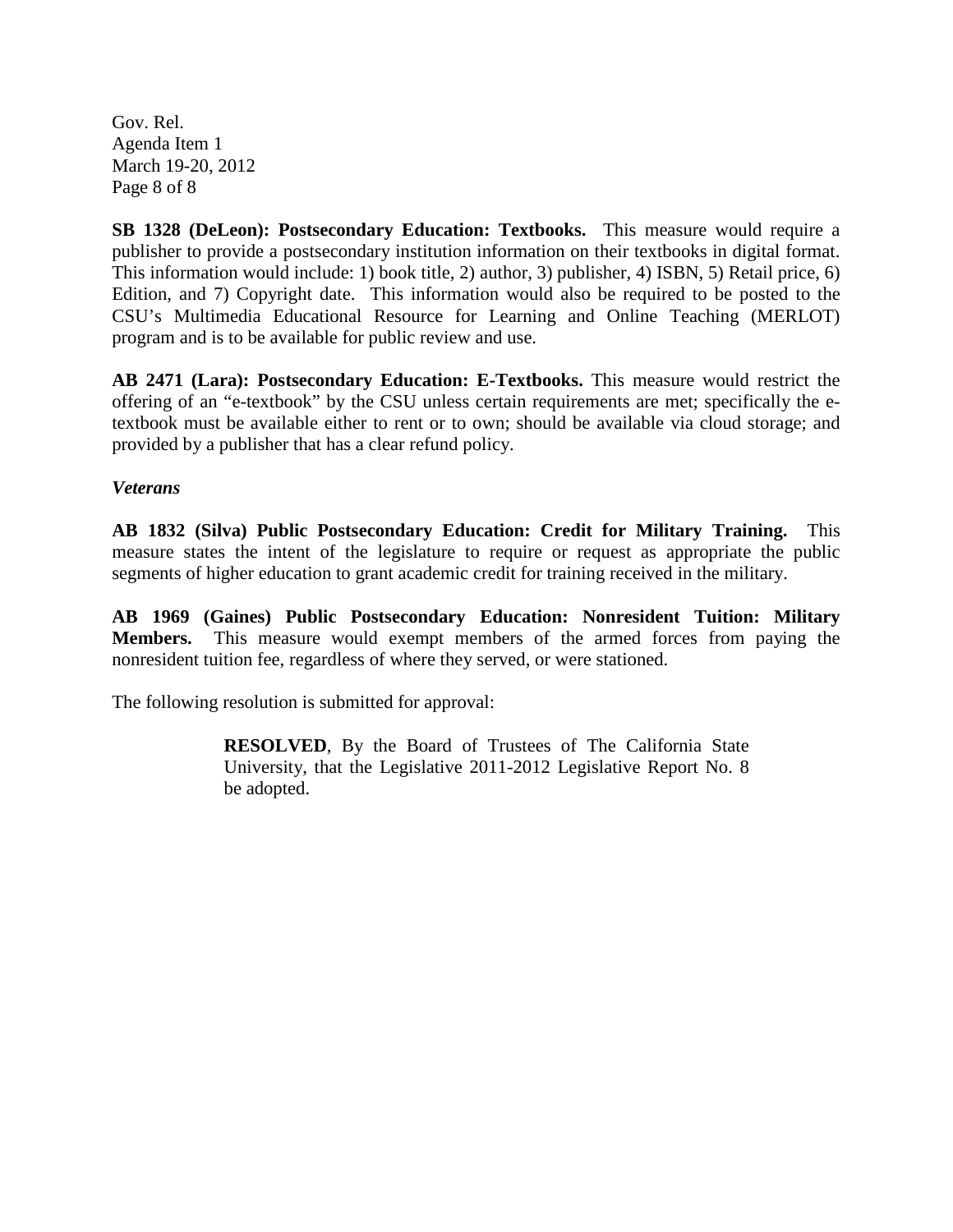**SB 1328 (DeLeon): Postsecondary Education: Textbooks.** This measure would require a publisher to provide a postsecondary institution information on their textbooks in digital format. This information would include: 1) book title, 2) author, 3) publisher, 4) ISBN, 5) Retail price, 6) Edition, and 7) Copyright date. This information would also be required to be posted to the CSU's Multimedia Educational Resource for Learning and Online Teaching (MERLOT) program and is to be available for public review and use.

**AB 2471 (Lara): Postsecondary Education: E-Textbooks.** This measure would restrict the offering of an "e-textbook" by the CSU unless certain requirements are met; specifically the e-textbook must be available either to rent or to own; should be available via cloud storage; and provided by a publisher that has a clear refund policy.

***Veterans***

**AB 1832 (Silva) Public Postsecondary Education: Credit for Military Training.** This measure states the intent of the legislature to require or request as appropriate the public segments of higher education to grant academic credit for training received in the military.

**AB 1969 (Gaines) Public Postsecondary Education: Nonresident Tuition: Military Members.** This measure would exempt members of the armed forces from paying the nonresident tuition fee, regardless of where they served, or were stationed.

The following resolution is submitted for approval:

> **RESOLVED**, By the Board of Trustees of The California State University, that the Legislative 2011-2012 Legislative Report No. 8 be adopted.